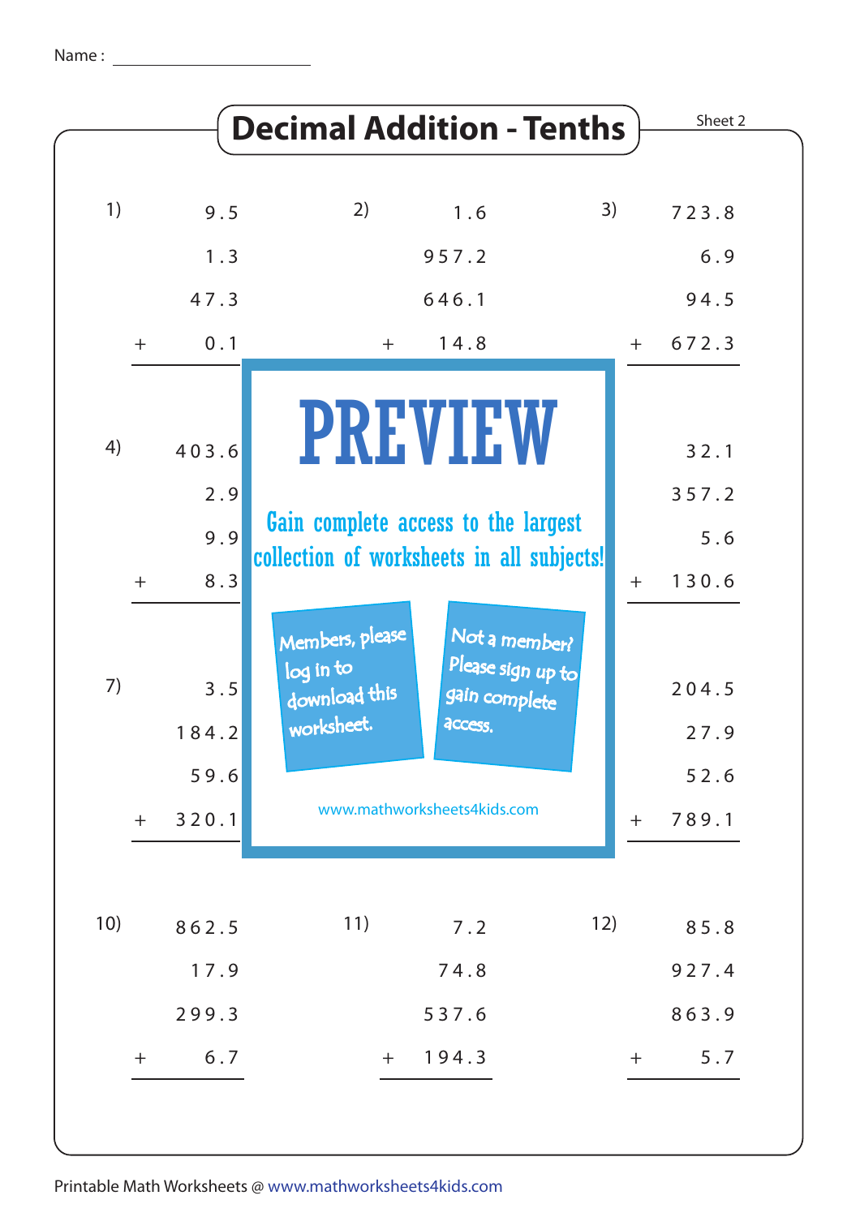Name : ____________________

# Decimal Addition - Tenths

Sheet 2

1)
```
    9.5
    1.3
   47.3
+   0.1
```

2)
```
    1.6
  957.2
  646.1
+  14.8
```

3)
```
  723.8
    6.9
   94.5
+ 672.3
```

4)
```
  403.6
    2.9
    9.9
+   8.3
```

6)
```
   32.1
  357.2
    5.6
+ 130.6
```

7)
```
    3.5
  184.2
   59.6
+ 320.1
```

9)
```
  204.5
   27.9
   52.6
+ 789.1
```

10)
```
  862.5
   17.9
  299.3
+   6.7
```

11)
```
    7.2
   74.8
  537.6
+ 194.3
```

12)
```
   85.8
  927.4
  863.9
+   5.7
```

PREVIEW

Gain complete access to the largest collection of worksheets in all subjects!

Members, please log in to download this worksheet.

Not a member? Please sign up to gain complete access.

www.mathworksheets4kids.com

Printable Math Worksheets @ www.mathworksheets4kids.com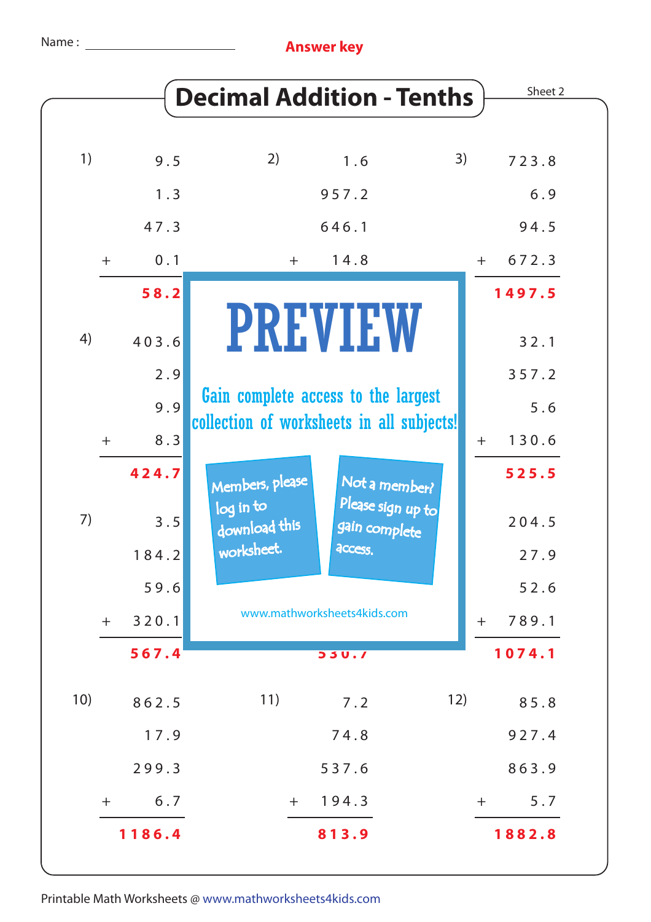Name : ____________________

**Answer key**

# Decimal Addition - Tenths

Sheet 2

1)
```
     9.5
     1.3
    47.3
+    0.1
--------
    58.2
```

2)
```
     1.6
   957.2
   646.1
+   14.8
```

3)
```
   723.8
     6.9
    94.5
+  672.3
--------
  1497.5
```

4)
```
   403.6
     2.9
     9.9
+    8.3
--------
   424.7
```

6)
```
    32.1
   357.2
     5.6
+  130.6
--------
   525.5
```

7)
```
     3.5
   184.2
    59.6
+  320.1
--------
   567.4
```

8)
```
   530.7
```

9)
```
   204.5
    27.9
    52.6
+  789.1
--------
  1074.1
```

10)
```
   862.5
    17.9
   299.3
+    6.7
--------
  1186.4
```

11)
```
     7.2
    74.8
   537.6
+  194.3
--------
   813.9
```

12)
```
    85.8
   927.4
   863.9
+    5.7
--------
  1882.8
```

PREVIEW

Gain complete access to the largest collection of worksheets in all subjects!

Members, please log in to download this worksheet.

Not a member? Please sign up to gain complete access.

www.mathworksheets4kids.com

Printable Math Worksheets @ www.mathworksheets4kids.com